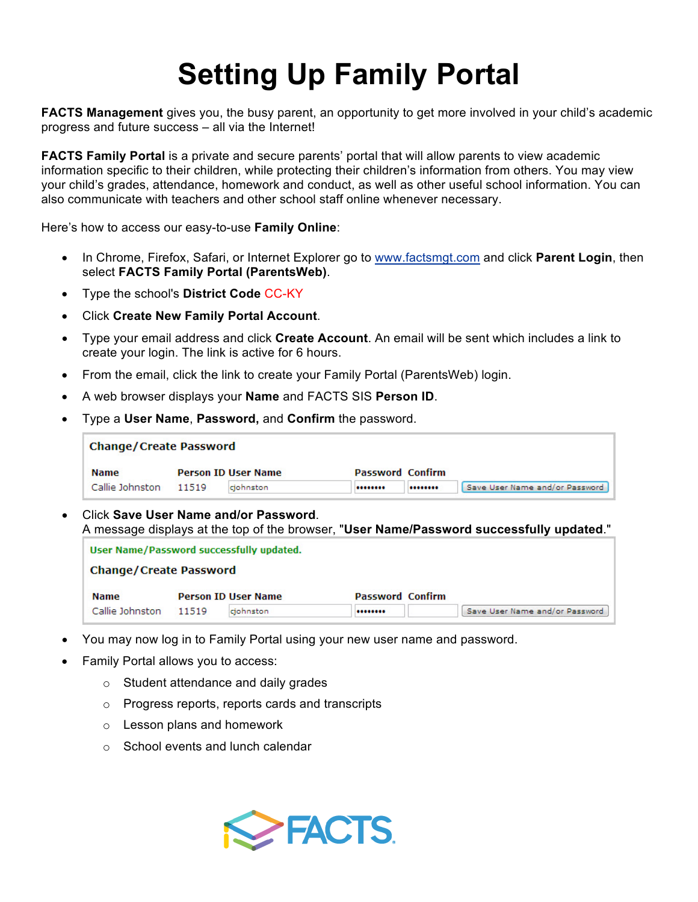# Setting Up Family Portal

**FACTS Management** gives you, the busy parent, an opportunity to get more involved in your child's academic progress and future success – all via the Internet!

**FACTS Family Portal** is a private and secure parents' portal that will allow parents to view academic information specific to their children, while protecting their children's information from others. You may view your child's grades, attendance, homework and conduct, as well as other useful school information. You can also communicate with teachers and other school staff online whenever necessary.

Here's how to access our easy-to-use **Family Online**:

- In Chrome, Firefox, Safari, or Internet Explorer go to www.factsmgt.com and click **Parent Login**, then select **FACTS Family Portal (ParentsWeb)**.
- Type the school's **District Code** CC-KY
- Click **Create New Family Portal Account**.
- Type your email address and click **Create Account**. An email will be sent which includes a link to create your login. The link is active for 6 hours.
- From the email, click the link to create your Family Portal (ParentsWeb) login.
- A web browser displays your **Name** and FACTS SIS **Person ID**.
- Type a **User Name**, **Password,** and **Confirm** the password.

**Change/Create Password**

| Name | Person ID | User Name | Password | Confirm | |
|---|---|---|---|---|---|
| Callie Johnston | 11519 | cjohnston | •••••••• | •••••••• | Save User Name and/or Password |

- Click **Save User Name and/or Password**.
  A message displays at the top of the browser, "**User Name/Password successfully updated**."

User Name/Password successfully updated.

**Change/Create Password**

| Name | Person ID | User Name | Password | Confirm | |
|---|---|---|---|---|---|
| Callie Johnston | 11519 | cjohnston | •••••••• | | Save User Name and/or Password |

- You may now log in to Family Portal using your new user name and password.
- Family Portal allows you to access:
  - Student attendance and daily grades
  - Progress reports, reports cards and transcripts
  - Lesson plans and homework
  - School events and lunch calendar

FACTS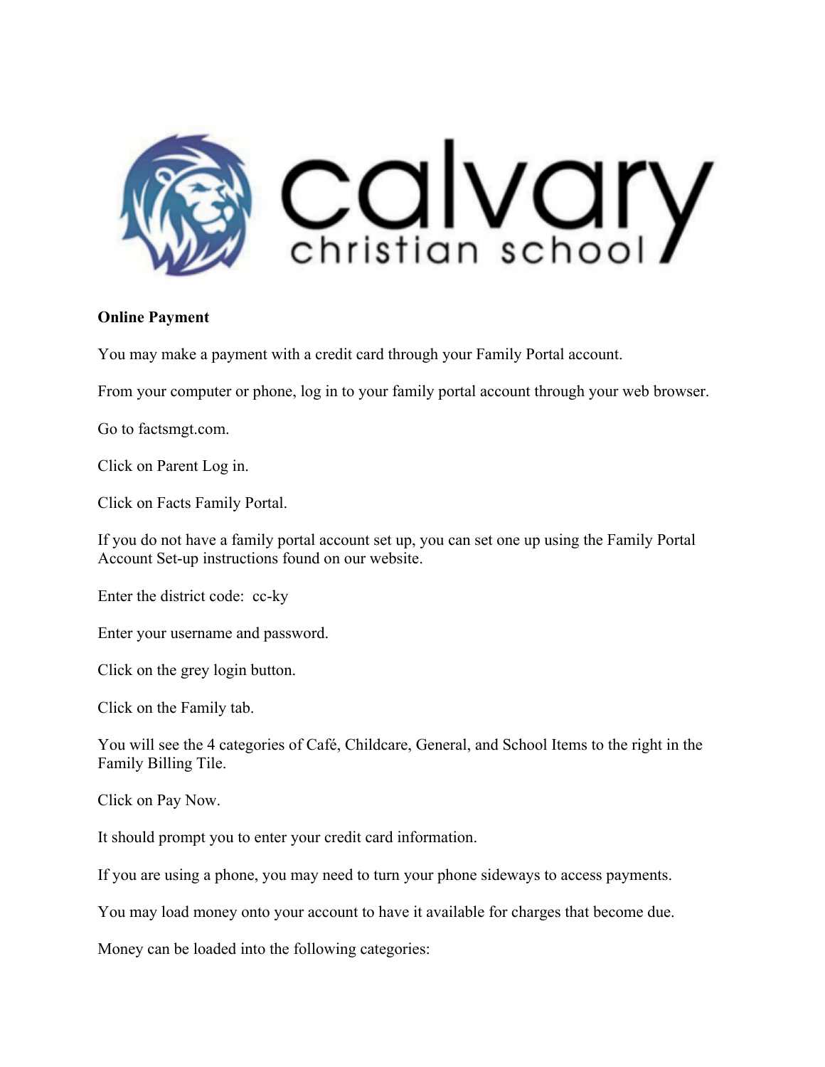**Online Payment**

You may make a payment with a credit card through your Family Portal account.

From your computer or phone, log in to your family portal account through your web browser.

Go to factsmgt.com.

Click on Parent Log in.

Click on Facts Family Portal.

If you do not have a family portal account set up, you can set one up using the Family Portal Account Set-up instructions found on our website.

Enter the district code: cc-ky

Enter your username and password.

Click on the grey login button.

Click on the Family tab.

You will see the 4 categories of Café, Childcare, General, and School Items to the right in the Family Billing Tile.

Click on Pay Now.

It should prompt you to enter your credit card information.

If you are using a phone, you may need to turn your phone sideways to access payments.

You may load money onto your account to have it available for charges that become due.

Money can be loaded into the following categories: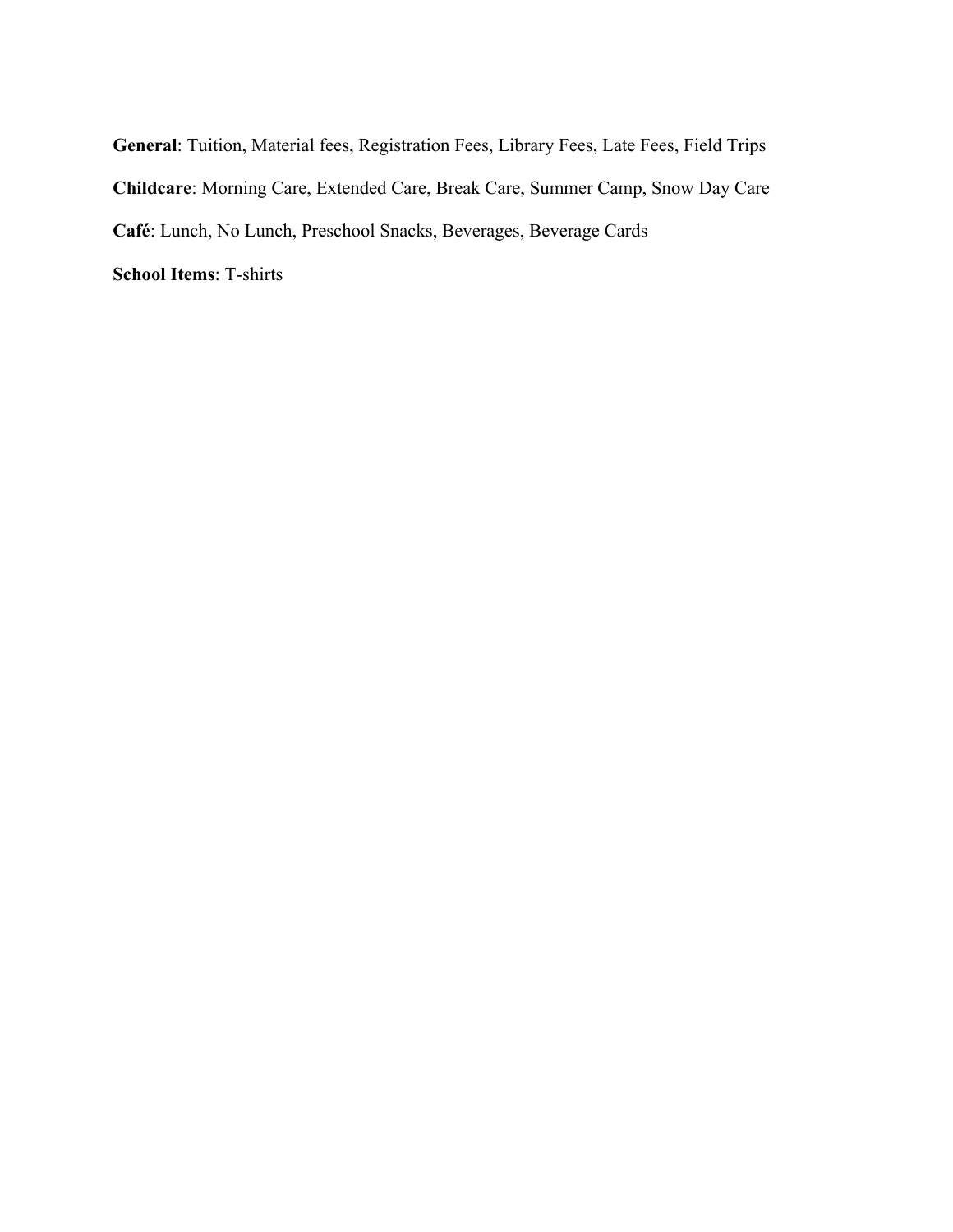**General**: Tuition, Material fees, Registration Fees, Library Fees, Late Fees, Field Trips

**Childcare**: Morning Care, Extended Care, Break Care, Summer Camp, Snow Day Care

**Café**: Lunch, No Lunch, Preschool Snacks, Beverages, Beverage Cards

**School Items**: T-shirts